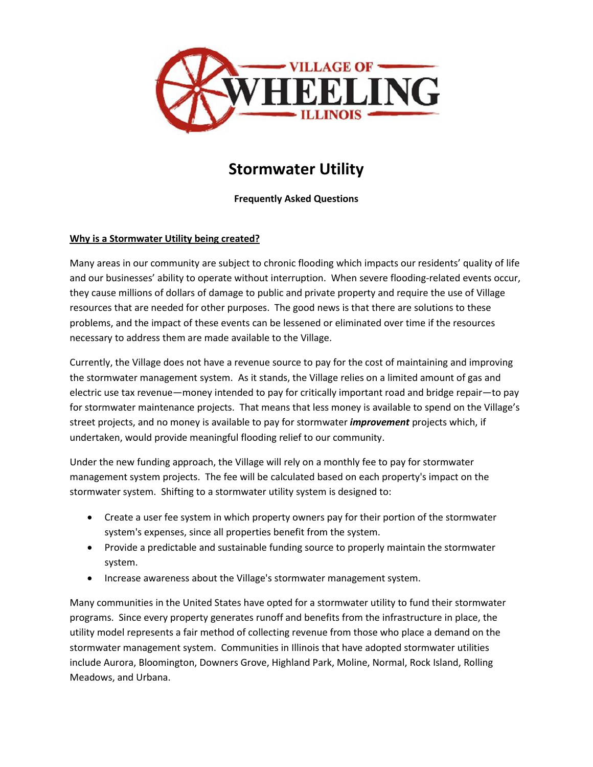VILLAGE OF WHEELING ILLINOIS

# Stormwater Utility

**Frequently Asked Questions**

## Why is a Stormwater Utility being created?

Many areas in our community are subject to chronic flooding which impacts our residents' quality of life and our businesses' ability to operate without interruption. When severe flooding-related events occur, they cause millions of dollars of damage to public and private property and require the use of Village resources that are needed for other purposes. The good news is that there are solutions to these problems, and the impact of these events can be lessened or eliminated over time if the resources necessary to address them are made available to the Village.

Currently, the Village does not have a revenue source to pay for the cost of maintaining and improving the stormwater management system. As it stands, the Village relies on a limited amount of gas and electric use tax revenue—money intended to pay for critically important road and bridge repair—to pay for stormwater maintenance projects. That means that less money is available to spend on the Village's street projects, and no money is available to pay for stormwater ***improvement*** projects which, if undertaken, would provide meaningful flooding relief to our community.

Under the new funding approach, the Village will rely on a monthly fee to pay for stormwater management system projects. The fee will be calculated based on each property's impact on the stormwater system. Shifting to a stormwater utility system is designed to:

- Create a user fee system in which property owners pay for their portion of the stormwater system's expenses, since all properties benefit from the system.
- Provide a predictable and sustainable funding source to properly maintain the stormwater system.
- Increase awareness about the Village's stormwater management system.

Many communities in the United States have opted for a stormwater utility to fund their stormwater programs. Since every property generates runoff and benefits from the infrastructure in place, the utility model represents a fair method of collecting revenue from those who place a demand on the stormwater management system. Communities in Illinois that have adopted stormwater utilities include Aurora, Bloomington, Downers Grove, Highland Park, Moline, Normal, Rock Island, Rolling Meadows, and Urbana.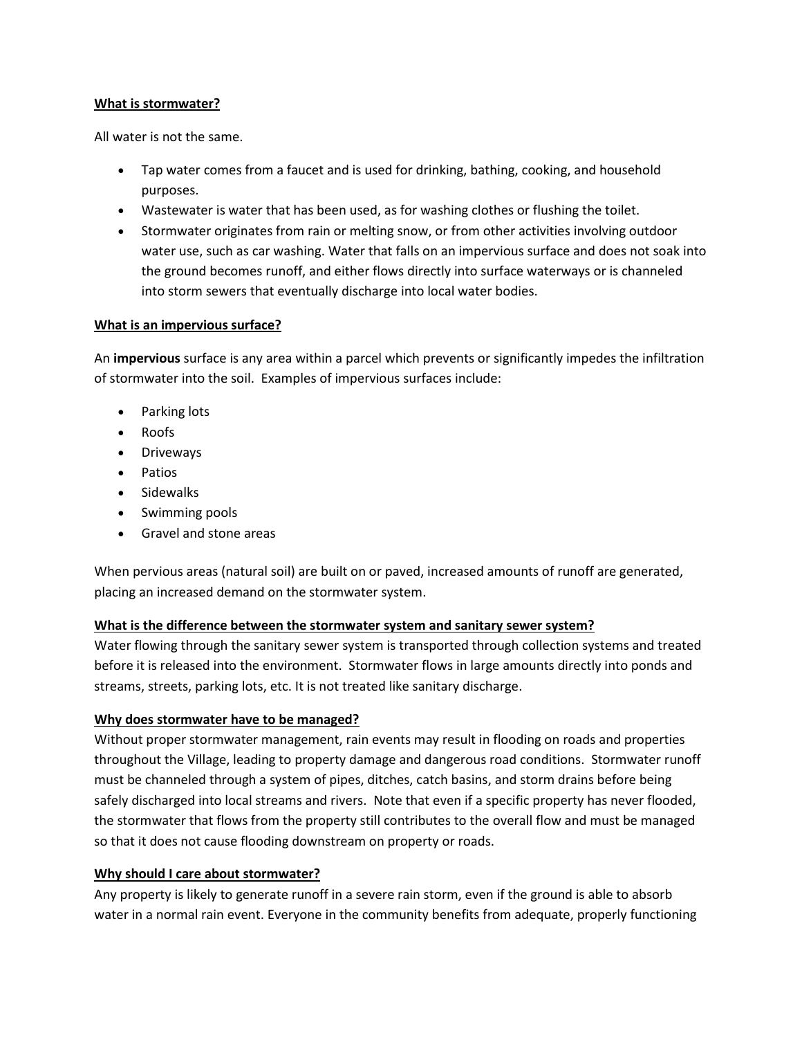**What is stormwater?**

All water is not the same.

- Tap water comes from a faucet and is used for drinking, bathing, cooking, and household purposes.
- Wastewater is water that has been used, as for washing clothes or flushing the toilet.
- Stormwater originates from rain or melting snow, or from other activities involving outdoor water use, such as car washing. Water that falls on an impervious surface and does not soak into the ground becomes runoff, and either flows directly into surface waterways or is channeled into storm sewers that eventually discharge into local water bodies.

**What is an impervious surface?**

An **impervious** surface is any area within a parcel which prevents or significantly impedes the infiltration of stormwater into the soil. Examples of impervious surfaces include:

- Parking lots
- Roofs
- Driveways
- Patios
- Sidewalks
- Swimming pools
- Gravel and stone areas

When pervious areas (natural soil) are built on or paved, increased amounts of runoff are generated, placing an increased demand on the stormwater system.

**What is the difference between the stormwater system and sanitary sewer system?**

Water flowing through the sanitary sewer system is transported through collection systems and treated before it is released into the environment. Stormwater flows in large amounts directly into ponds and streams, streets, parking lots, etc. It is not treated like sanitary discharge.

**Why does stormwater have to be managed?**

Without proper stormwater management, rain events may result in flooding on roads and properties throughout the Village, leading to property damage and dangerous road conditions. Stormwater runoff must be channeled through a system of pipes, ditches, catch basins, and storm drains before being safely discharged into local streams and rivers. Note that even if a specific property has never flooded, the stormwater that flows from the property still contributes to the overall flow and must be managed so that it does not cause flooding downstream on property or roads.

**Why should I care about stormwater?**

Any property is likely to generate runoff in a severe rain storm, even if the ground is able to absorb water in a normal rain event. Everyone in the community benefits from adequate, properly functioning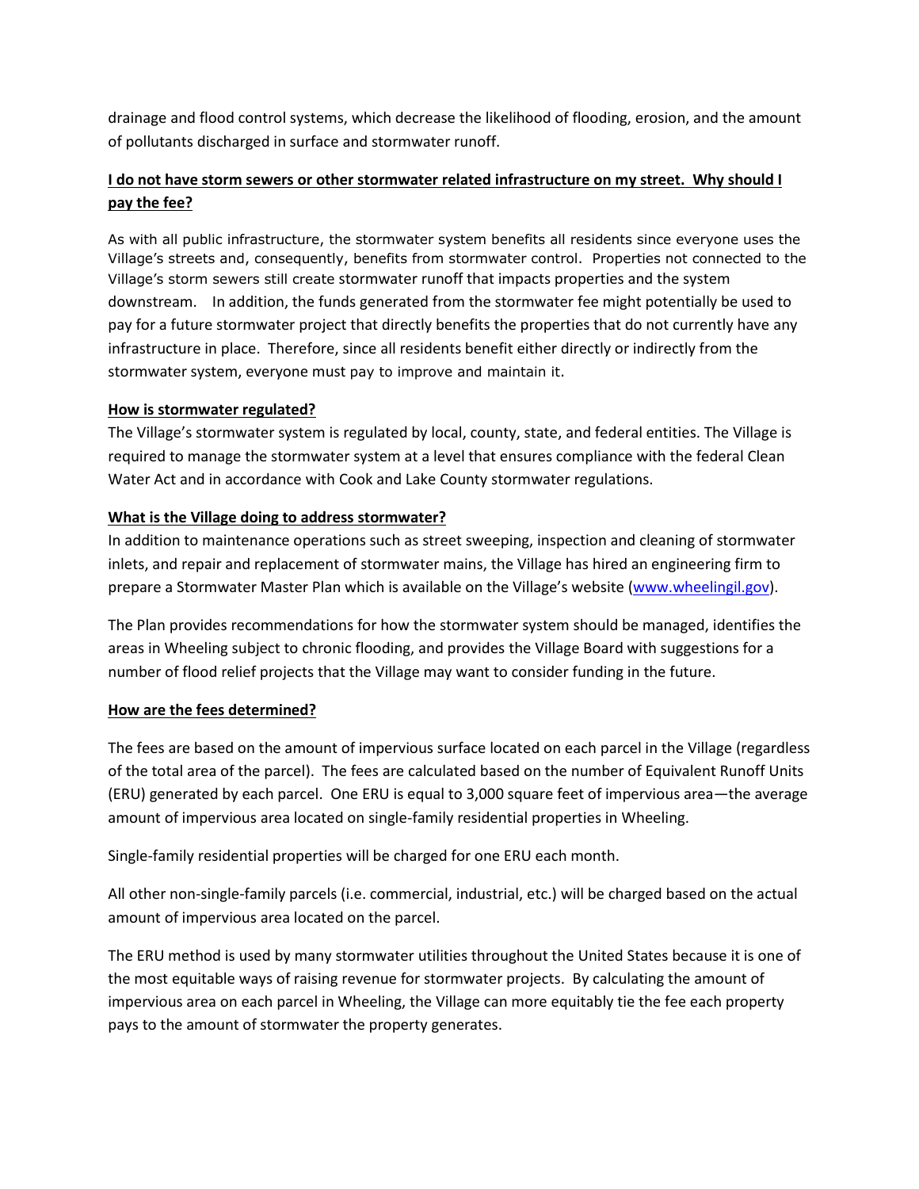drainage and flood control systems, which decrease the likelihood of flooding, erosion, and the amount of pollutants discharged in surface and stormwater runoff.

**I do not have storm sewers or other stormwater related infrastructure on my street. Why should I pay the fee?**

As with all public infrastructure, the stormwater system benefits all residents since everyone uses the Village's streets and, consequently, benefits from stormwater control. Properties not connected to the Village's storm sewers still create stormwater runoff that impacts properties and the system downstream. In addition, the funds generated from the stormwater fee might potentially be used to pay for a future stormwater project that directly benefits the properties that do not currently have any infrastructure in place. Therefore, since all residents benefit either directly or indirectly from the stormwater system, everyone must pay to improve and maintain it.

**How is stormwater regulated?**

The Village's stormwater system is regulated by local, county, state, and federal entities. The Village is required to manage the stormwater system at a level that ensures compliance with the federal Clean Water Act and in accordance with Cook and Lake County stormwater regulations.

**What is the Village doing to address stormwater?**

In addition to maintenance operations such as street sweeping, inspection and cleaning of stormwater inlets, and repair and replacement of stormwater mains, the Village has hired an engineering firm to prepare a Stormwater Master Plan which is available on the Village's website ([www.wheelingil.gov](www.wheelingil.gov)).

The Plan provides recommendations for how the stormwater system should be managed, identifies the areas in Wheeling subject to chronic flooding, and provides the Village Board with suggestions for a number of flood relief projects that the Village may want to consider funding in the future.

**How are the fees determined?**

The fees are based on the amount of impervious surface located on each parcel in the Village (regardless of the total area of the parcel). The fees are calculated based on the number of Equivalent Runoff Units (ERU) generated by each parcel. One ERU is equal to 3,000 square feet of impervious area—the average amount of impervious area located on single-family residential properties in Wheeling.

Single-family residential properties will be charged for one ERU each month.

All other non-single-family parcels (i.e. commercial, industrial, etc.) will be charged based on the actual amount of impervious area located on the parcel.

The ERU method is used by many stormwater utilities throughout the United States because it is one of the most equitable ways of raising revenue for stormwater projects. By calculating the amount of impervious area on each parcel in Wheeling, the Village can more equitably tie the fee each property pays to the amount of stormwater the property generates.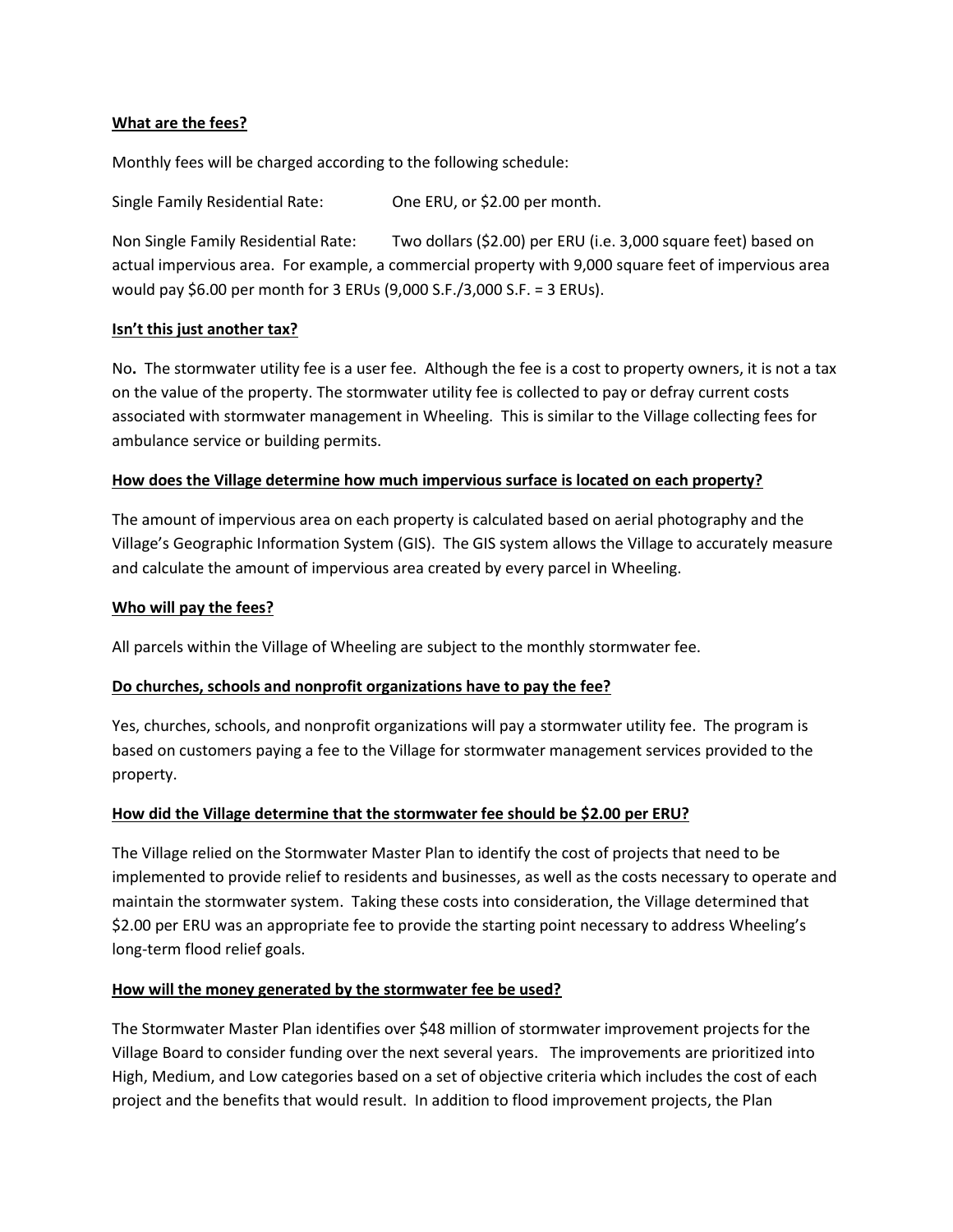**What are the fees?**

Monthly fees will be charged according to the following schedule:

Single Family Residential Rate: One ERU, or $2.00 per month.

Non Single Family Residential Rate: Two dollars ($2.00) per ERU (i.e. 3,000 square feet) based on actual impervious area. For example, a commercial property with 9,000 square feet of impervious area would pay $6.00 per month for 3 ERUs (9,000 S.F./3,000 S.F. = 3 ERUs).

**Isn't this just another tax?**

No**.** The stormwater utility fee is a user fee. Although the fee is a cost to property owners, it is not a tax on the value of the property. The stormwater utility fee is collected to pay or defray current costs associated with stormwater management in Wheeling. This is similar to the Village collecting fees for ambulance service or building permits.

**How does the Village determine how much impervious surface is located on each property?**

The amount of impervious area on each property is calculated based on aerial photography and the Village's Geographic Information System (GIS). The GIS system allows the Village to accurately measure and calculate the amount of impervious area created by every parcel in Wheeling.

**Who will pay the fees?**

All parcels within the Village of Wheeling are subject to the monthly stormwater fee.

**Do churches, schools and nonprofit organizations have to pay the fee?**

Yes, churches, schools, and nonprofit organizations will pay a stormwater utility fee. The program is based on customers paying a fee to the Village for stormwater management services provided to the property.

**How did the Village determine that the stormwater fee should be $2.00 per ERU?**

The Village relied on the Stormwater Master Plan to identify the cost of projects that need to be implemented to provide relief to residents and businesses, as well as the costs necessary to operate and maintain the stormwater system. Taking these costs into consideration, the Village determined that $2.00 per ERU was an appropriate fee to provide the starting point necessary to address Wheeling's long-term flood relief goals.

**How will the money generated by the stormwater fee be used?**

The Stormwater Master Plan identifies over $48 million of stormwater improvement projects for the Village Board to consider funding over the next several years. The improvements are prioritized into High, Medium, and Low categories based on a set of objective criteria which includes the cost of each project and the benefits that would result. In addition to flood improvement projects, the Plan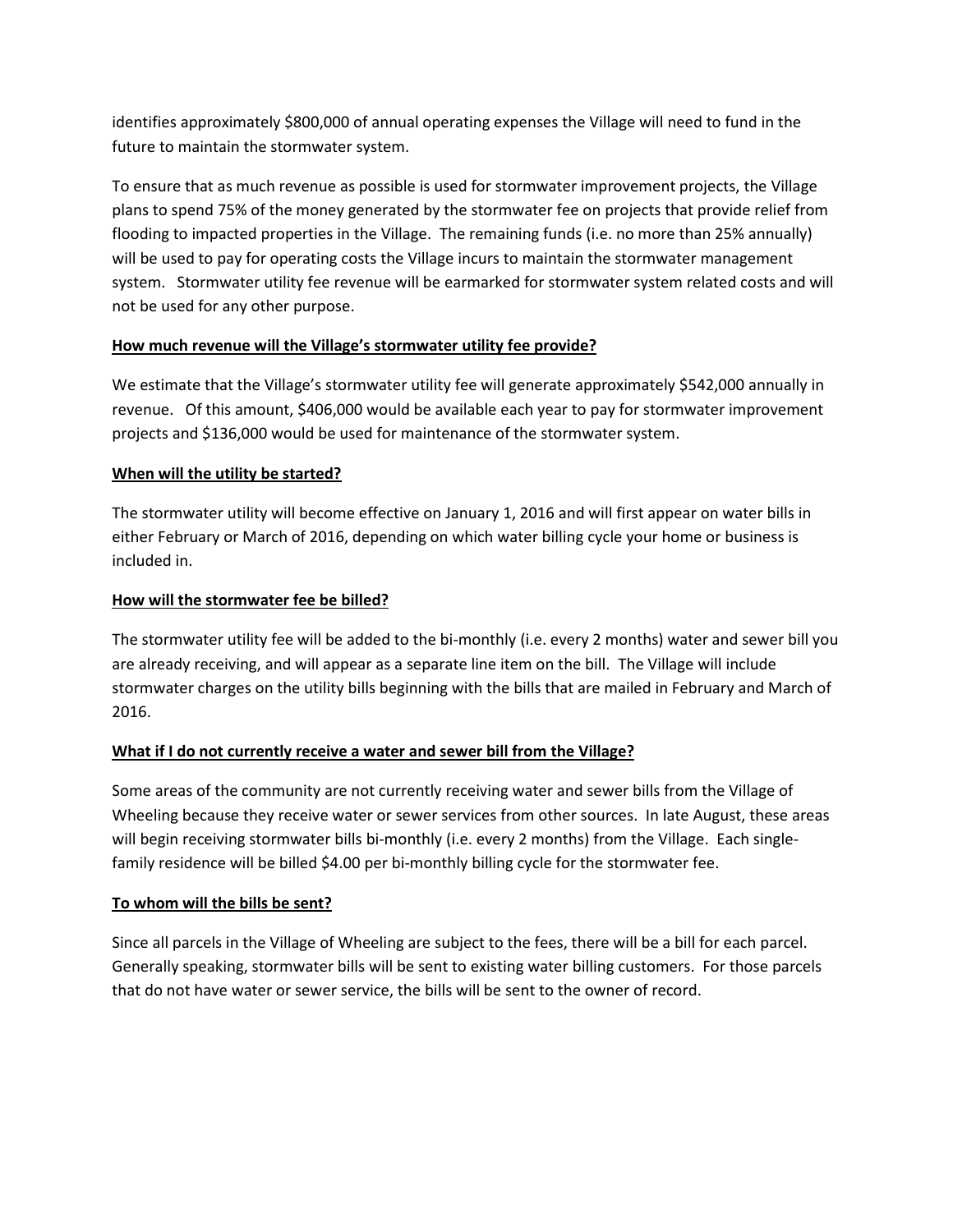identifies approximately $800,000 of annual operating expenses the Village will need to fund in the future to maintain the stormwater system.

To ensure that as much revenue as possible is used for stormwater improvement projects, the Village plans to spend 75% of the money generated by the stormwater fee on projects that provide relief from flooding to impacted properties in the Village. The remaining funds (i.e. no more than 25% annually) will be used to pay for operating costs the Village incurs to maintain the stormwater management system. Stormwater utility fee revenue will be earmarked for stormwater system related costs and will not be used for any other purpose.

**How much revenue will the Village's stormwater utility fee provide?**

We estimate that the Village's stormwater utility fee will generate approximately $542,000 annually in revenue. Of this amount, $406,000 would be available each year to pay for stormwater improvement projects and $136,000 would be used for maintenance of the stormwater system.

**When will the utility be started?**

The stormwater utility will become effective on January 1, 2016 and will first appear on water bills in either February or March of 2016, depending on which water billing cycle your home or business is included in.

**How will the stormwater fee be billed?**

The stormwater utility fee will be added to the bi-monthly (i.e. every 2 months) water and sewer bill you are already receiving, and will appear as a separate line item on the bill. The Village will include stormwater charges on the utility bills beginning with the bills that are mailed in February and March of 2016.

**What if I do not currently receive a water and sewer bill from the Village?**

Some areas of the community are not currently receiving water and sewer bills from the Village of Wheeling because they receive water or sewer services from other sources. In late August, these areas will begin receiving stormwater bills bi-monthly (i.e. every 2 months) from the Village. Each single-family residence will be billed $4.00 per bi-monthly billing cycle for the stormwater fee.

**To whom will the bills be sent?**

Since all parcels in the Village of Wheeling are subject to the fees, there will be a bill for each parcel. Generally speaking, stormwater bills will be sent to existing water billing customers. For those parcels that do not have water or sewer service, the bills will be sent to the owner of record.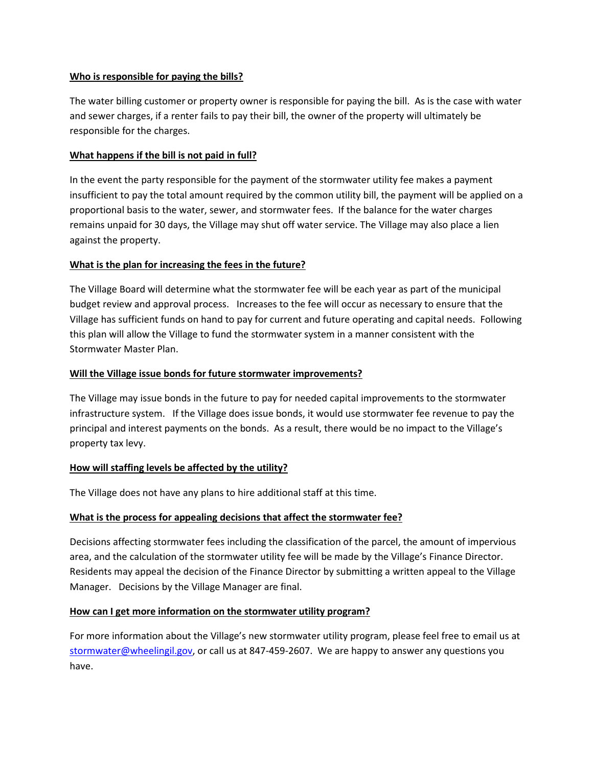**Who is responsible for paying the bills?**

The water billing customer or property owner is responsible for paying the bill. As is the case with water and sewer charges, if a renter fails to pay their bill, the owner of the property will ultimately be responsible for the charges.

**What happens if the bill is not paid in full?**

In the event the party responsible for the payment of the stormwater utility fee makes a payment insufficient to pay the total amount required by the common utility bill, the payment will be applied on a proportional basis to the water, sewer, and stormwater fees. If the balance for the water charges remains unpaid for 30 days, the Village may shut off water service. The Village may also place a lien against the property.

**What is the plan for increasing the fees in the future?**

The Village Board will determine what the stormwater fee will be each year as part of the municipal budget review and approval process. Increases to the fee will occur as necessary to ensure that the Village has sufficient funds on hand to pay for current and future operating and capital needs. Following this plan will allow the Village to fund the stormwater system in a manner consistent with the Stormwater Master Plan.

**Will the Village issue bonds for future stormwater improvements?**

The Village may issue bonds in the future to pay for needed capital improvements to the stormwater infrastructure system. If the Village does issue bonds, it would use stormwater fee revenue to pay the principal and interest payments on the bonds. As a result, there would be no impact to the Village's property tax levy.

**How will staffing levels be affected by the utility?**

The Village does not have any plans to hire additional staff at this time.

**What is the process for appealing decisions that affect the stormwater fee?**

Decisions affecting stormwater fees including the classification of the parcel, the amount of impervious area, and the calculation of the stormwater utility fee will be made by the Village's Finance Director. Residents may appeal the decision of the Finance Director by submitting a written appeal to the Village Manager. Decisions by the Village Manager are final.

**How can I get more information on the stormwater utility program?**

For more information about the Village's new stormwater utility program, please feel free to email us at stormwater@wheelingil.gov, or call us at 847-459-2607. We are happy to answer any questions you have.